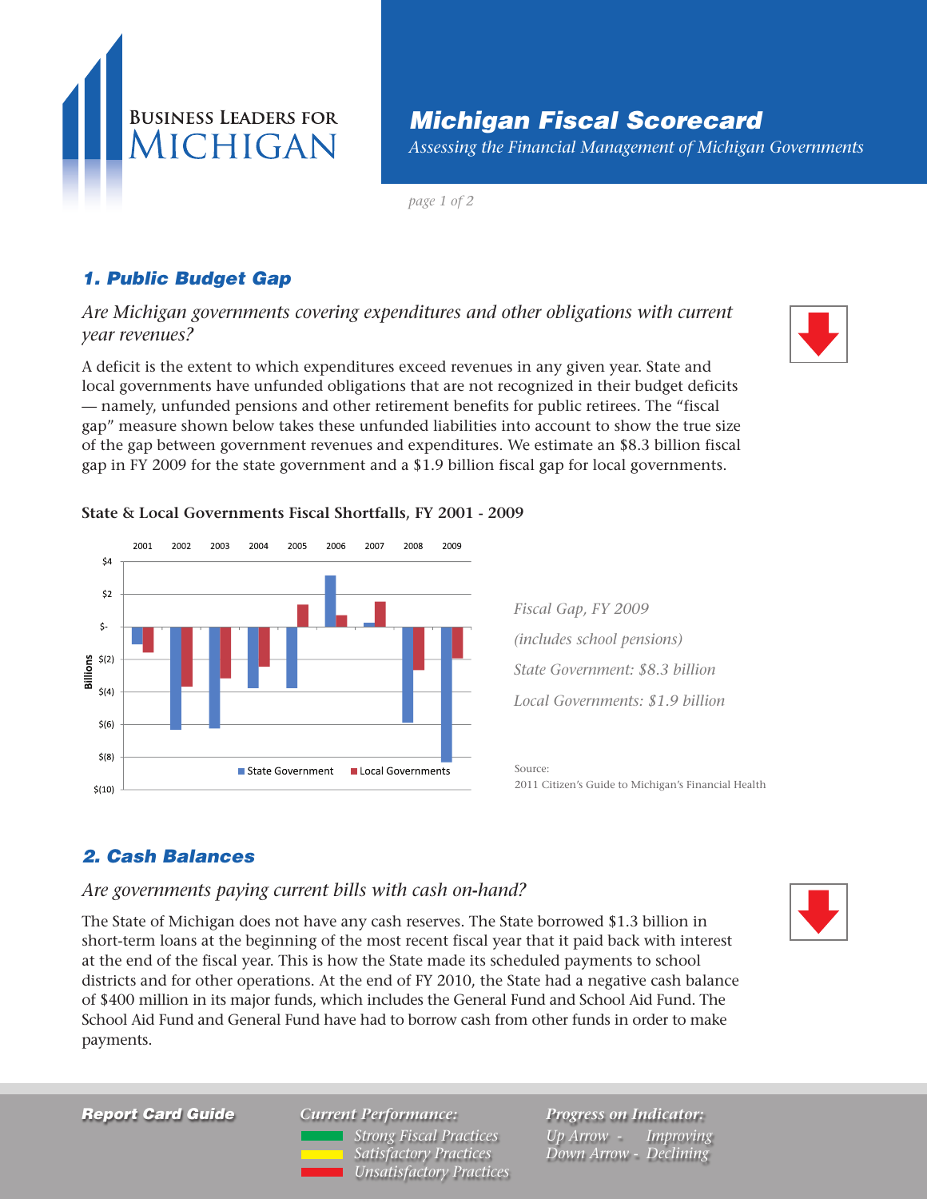Business Leaders for Michigan

# Michigan Fiscal Scorecard

*Assessing the Financial Management of Michigan Governments*

## 1. Public Budget Gap

*Are Michigan governments covering expenditures and other obligations with current year revenues?*

A deficit is the extent to which expenditures exceed revenues in any given year. State and local governments have unfunded obligations that are not recognized in their budget deficits — namely, unfunded pensions and other retirement benefits for public retirees. The "fiscal gap" measure shown below takes these unfunded liabilities into account to show the true size of the gap between government revenues and expenditures. We estimate an $8.3 billion fiscal gap in FY 2009 for the state government and a $1.9 billion fiscal gap for local governments.

**State & Local Governments Fiscal Shortfalls, FY 2001 - 2009**

*Fiscal Gap, FY 2009*

*(includes school pensions)*

*State Government: $8.3 billion*

*Local Governments: $1.9 billion*

Source:
2011 Citizen's Guide to Michigan's Financial Health

## 2. Cash Balances

*Are governments paying current bills with cash on-hand?*

The State of Michigan does not have any cash reserves. The State borrowed $1.3 billion in short-term loans at the beginning of the most recent fiscal year that it paid back with interest at the end of the fiscal year. This is how the State made its scheduled payments to school districts and for other operations. At the end of FY 2010, the State had a negative cash balance of $400 million in its major funds, which includes the General Fund and School Aid Fund. The School Aid Fund and General Fund have had to borrow cash from other funds in order to make payments.

**Report Card Guide**

*Current Performance:*
- *Strong Fiscal Practices*
- *Satisfactory Practices*
- *Unsatisfactory Practices*

*Progress on Indicator:*
- *Up Arrow - Improving*
- *Down Arrow - Declining*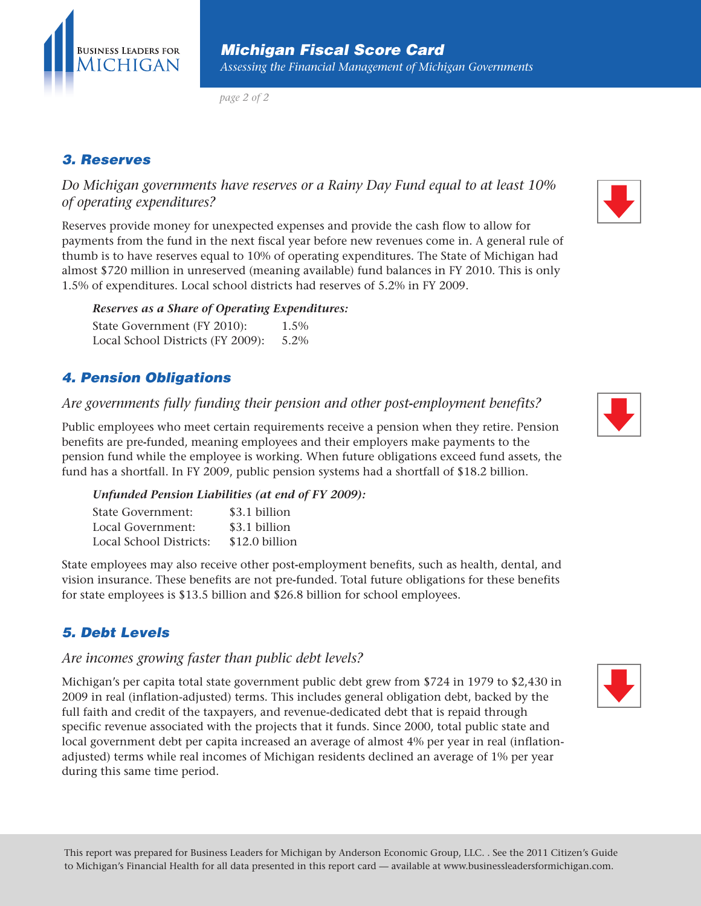## 3. Reserves

*Do Michigan governments have reserves or a Rainy Day Fund equal to at least 10% of operating expenditures?*

Reserves provide money for unexpected expenses and provide the cash flow to allow for payments from the fund in the next fiscal year before new revenues come in. A general rule of thumb is to have reserves equal to 10% of operating expenditures. The State of Michigan had almost $720 million in unreserved (meaning available) fund balances in FY 2010. This is only 1.5% of expenditures. Local school districts had reserves of 5.2% in FY 2009.

***Reserves as a Share of Operating Expenditures:***

| | |
|---|---|
| State Government (FY 2010): | 1.5% |
| Local School Districts (FY 2009): | 5.2% |

## 4. Pension Obligations

*Are governments fully funding their pension and other post-employment benefits?*

Public employees who meet certain requirements receive a pension when they retire. Pension benefits are pre-funded, meaning employees and their employers make payments to the pension fund while the employee is working. When future obligations exceed fund assets, the fund has a shortfall. In FY 2009, public pension systems had a shortfall of $18.2 billion.

***Unfunded Pension Liabilities (at end of FY 2009):***

| | |
|---|---|
| State Government: | $3.1 billion |
| Local Government: | $3.1 billion |
| Local School Districts: | $12.0 billion |

State employees may also receive other post-employment benefits, such as health, dental, and vision insurance. These benefits are not pre-funded. Total future obligations for these benefits for state employees is $13.5 billion and $26.8 billion for school employees.

## 5. Debt Levels

*Are incomes growing faster than public debt levels?*

Michigan's per capita total state government public debt grew from $724 in 1979 to $2,430 in 2009 in real (inflation-adjusted) terms. This includes general obligation debt, backed by the full faith and credit of the taxpayers, and revenue-dedicated debt that is repaid through specific revenue associated with the projects that it funds. Since 2000, total public state and local government debt per capita increased an average of almost 4% per year in real (inflation-adjusted) terms while real incomes of Michigan residents declined an average of 1% per year during this same time period.

This report was prepared for Business Leaders for Michigan by Anderson Economic Group, LLC. . See the 2011 Citizen's Guide to Michigan's Financial Health for all data presented in this report card — available at www.businessleadersformichigan.com.